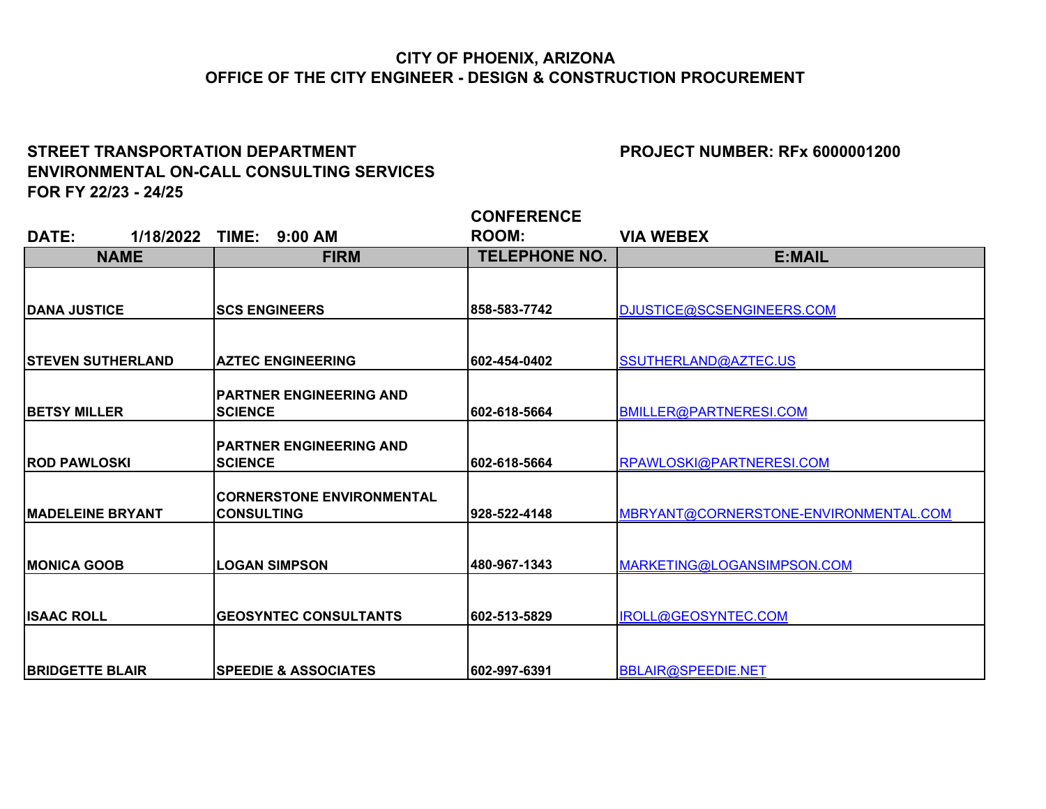**CITY OF PHOENIX, ARIZONA**
**OFFICE OF THE CITY ENGINEER - DESIGN & CONSTRUCTION PROCUREMENT**

**STREET TRANSPORTATION DEPARTMENT**
**ENVIRONMENTAL ON-CALL CONSULTING SERVICES**
**FOR FY 22/23 - 24/25**

**PROJECT NUMBER: RFx 6000001200**

**DATE:** 1/18/2022 **TIME:** 9:00 AM **CONFERENCE ROOM:** VIA WEBEX

| NAME | FIRM | TELEPHONE NO. | E:MAIL |
|---|---|---|---|
| DANA JUSTICE | SCS ENGINEERS | 858-583-7742 | DJUSTICE@SCSENGINEERS.COM |
| STEVEN SUTHERLAND | AZTEC ENGINEERING | 602-454-0402 | SSUTHERLAND@AZTEC.US |
| BETSY MILLER | PARTNER ENGINEERING AND SCIENCE | 602-618-5664 | BMILLER@PARTNERESI.COM |
| ROD PAWLOSKI | PARTNER ENGINEERING AND SCIENCE | 602-618-5664 | RPAWLOSKI@PARTNERESI.COM |
| MADELEINE BRYANT | CORNERSTONE ENVIRONMENTAL CONSULTING | 928-522-4148 | MBRYANT@CORNERSTONE-ENVIRONMENTAL.COM |
| MONICA GOOB | LOGAN SIMPSON | 480-967-1343 | MARKETING@LOGANSIMPSON.COM |
| ISAAC ROLL | GEOSYNTEC CONSULTANTS | 602-513-5829 | IROLL@GEOSYNTEC.COM |
| BRIDGETTE BLAIR | SPEEDIE & ASSOCIATES | 602-997-6391 | BBLAIR@SPEEDIE.NET |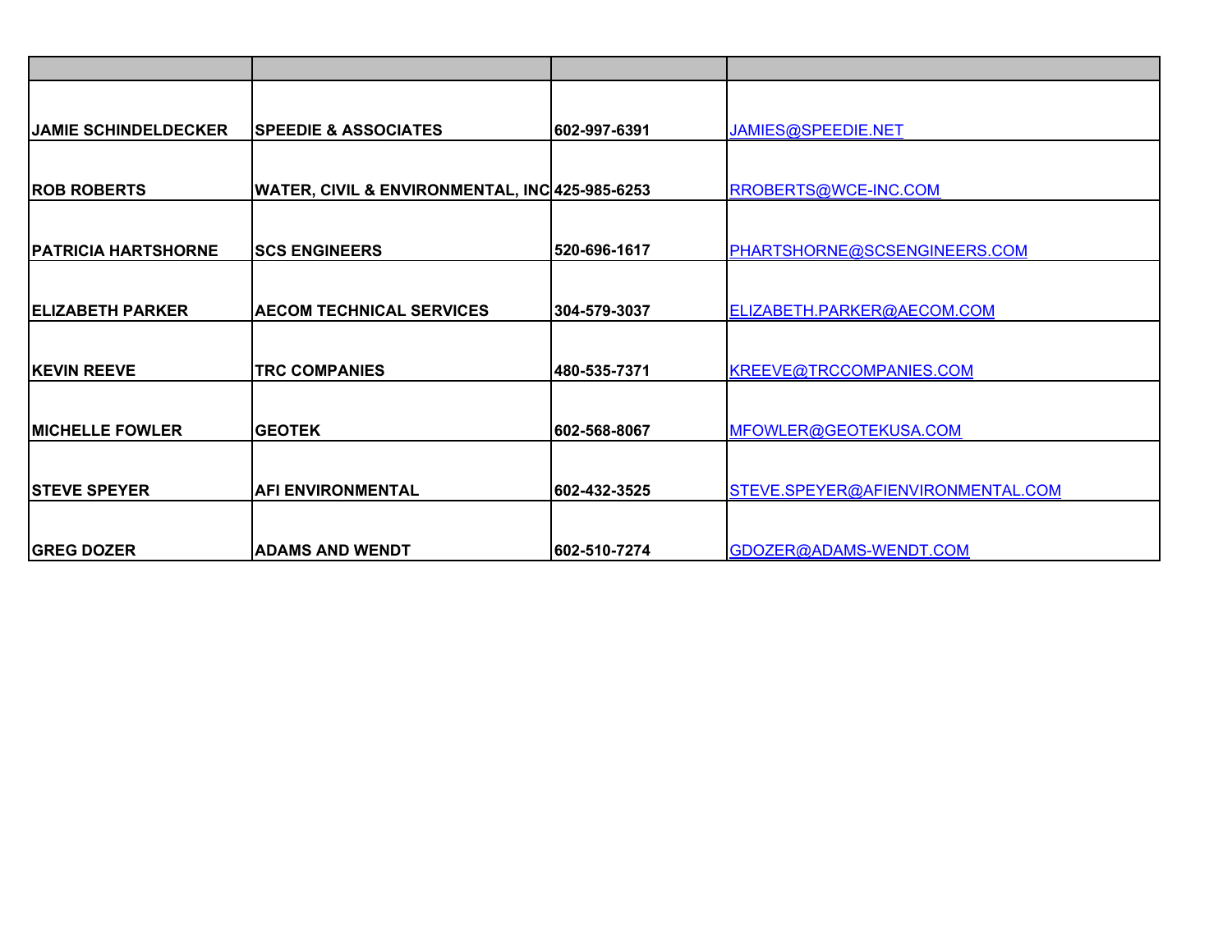| | | | |
|---|---|---|---|
| **JAMIE SCHINDELDECKER** | **SPEEDIE & ASSOCIATES** | **602-997-6391** | JAMIES@SPEEDIE.NET |
| **ROB ROBERTS** | **WATER, CIVIL & ENVIRONMENTAL, INC** | **425-985-6253** | RROBERTS@WCE-INC.COM |
| **PATRICIA HARTSHORNE** | **SCS ENGINEERS** | **520-696-1617** | PHARTSHORNE@SCSENGINEERS.COM |
| **ELIZABETH PARKER** | **AECOM TECHNICAL SERVICES** | **304-579-3037** | ELIZABETH.PARKER@AECOM.COM |
| **KEVIN REEVE** | **TRC COMPANIES** | **480-535-7371** | KREEVE@TRCCOMPANIES.COM |
| **MICHELLE FOWLER** | **GEOTEK** | **602-568-8067** | MFOWLER@GEOTEKUSA.COM |
| **STEVE SPEYER** | **AFI ENVIRONMENTAL** | **602-432-3525** | STEVE.SPEYER@AFIENVIRONMENTAL.COM |
| **GREG DOZER** | **ADAMS AND WENDT** | **602-510-7274** | GDOZER@ADAMS-WENDT.COM |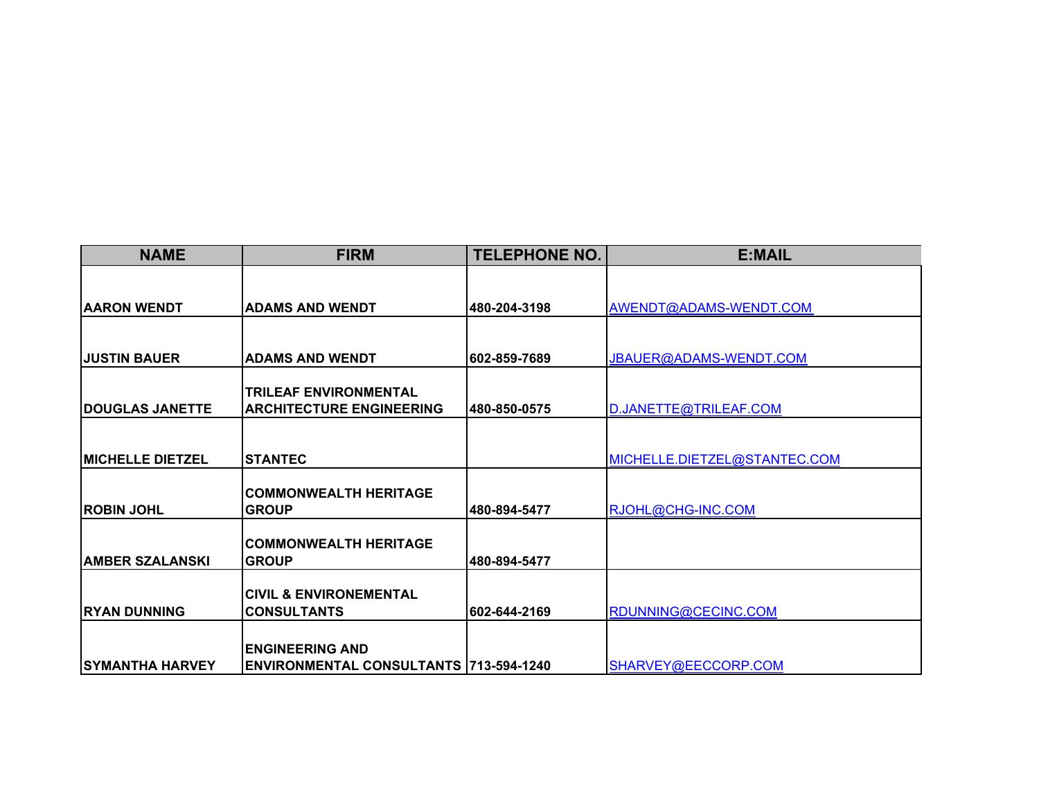| NAME | FIRM | TELEPHONE NO. | E:MAIL |
|---|---|---|---|
| AARON WENDT | ADAMS AND WENDT | 480-204-3198 | AWENDT@ADAMS-WENDT.COM |
| JUSTIN BAUER | ADAMS AND WENDT | 602-859-7689 | JBAUER@ADAMS-WENDT.COM |
| DOUGLAS JANETTE | TRILEAF ENVIRONMENTAL ARCHITECTURE ENGINEERING | 480-850-0575 | D.JANETTE@TRILEAF.COM |
| MICHELLE DIETZEL | STANTEC | | MICHELLE.DIETZEL@STANTEC.COM |
| ROBIN JOHL | COMMONWEALTH HERITAGE GROUP | 480-894-5477 | RJOHL@CHG-INC.COM |
| AMBER SZALANSKI | COMMONWEALTH HERITAGE GROUP | 480-894-5477 | |
| RYAN DUNNING | CIVIL & ENVIRONEMENTAL CONSULTANTS | 602-644-2169 | RDUNNING@CECINC.COM |
| SYMANTHA HARVEY | ENGINEERING AND ENVIRONMENTAL CONSULTANTS | 713-594-1240 | SHARVEY@EECCORP.COM |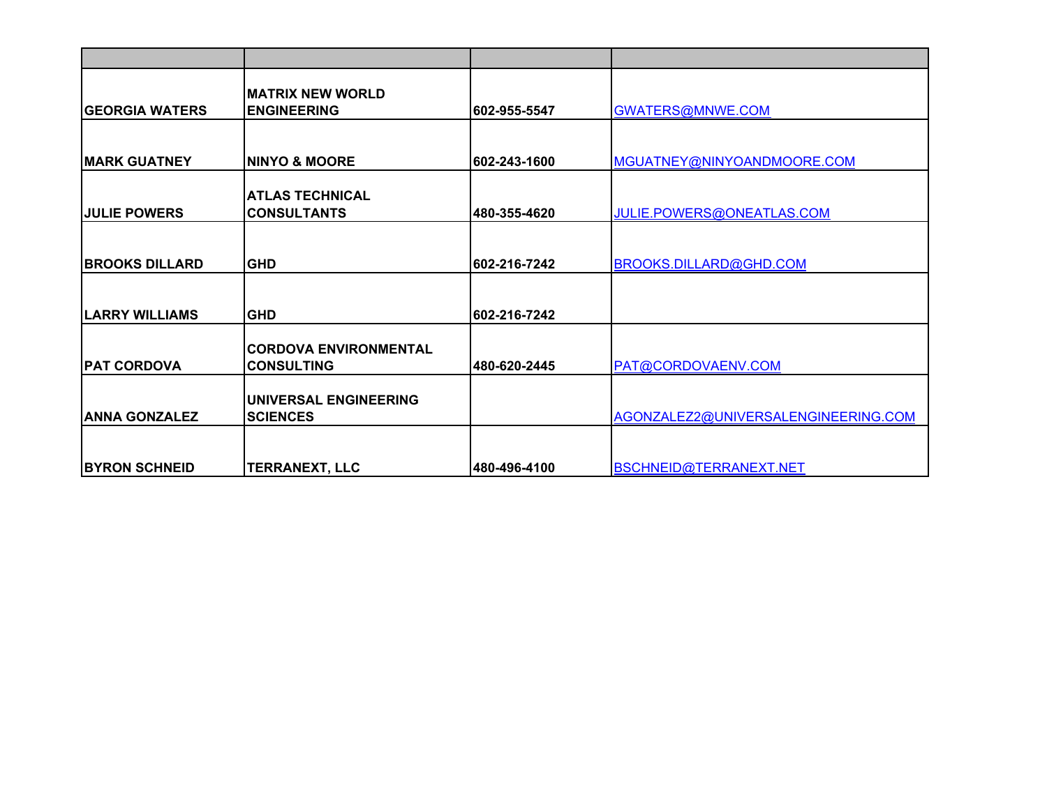| | | | |
|---|---|---|---|
| GEORGIA WATERS | MATRIX NEW WORLD ENGINEERING | 602-955-5547 | GWATERS@MNWE.COM |
| MARK GUATNEY | NINYO & MOORE | 602-243-1600 | MGUATNEY@NINYOANDMOORE.COM |
| JULIE POWERS | ATLAS TECHNICAL CONSULTANTS | 480-355-4620 | JULIE.POWERS@ONEATLAS.COM |
| BROOKS DILLARD | GHD | 602-216-7242 | BROOKS.DILLARD@GHD.COM |
| LARRY WILLIAMS | GHD | 602-216-7242 | |
| PAT CORDOVA | CORDOVA ENVIRONMENTAL CONSULTING | 480-620-2445 | PAT@CORDOVAENV.COM |
| ANNA GONZALEZ | UNIVERSAL ENGINEERING SCIENCES | | AGONZALEZ2@UNIVERSALENGINEERING.COM |
| BYRON SCHNEID | TERRANEXT, LLC | 480-496-4100 | BSCHNEID@TERRANEXT.NET |